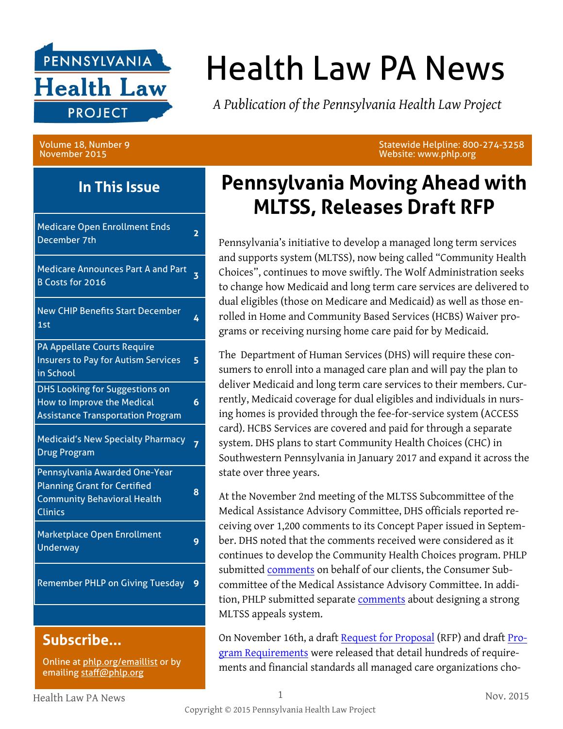# Health Law PA News

*A Publication of the Pennsylvania Health Law Project*

Volume 18, Number 9
November 2015

Statewide Helpline: 800-274-3258
Website: www.phlp.org

## In This Issue

| | |
|---|---|
| Medicare Open Enrollment Ends December 7th | 2 |
| Medicare Announces Part A and Part B Costs for 2016 | 3 |
| New CHIP Benefits Start December 1st | 4 |
| PA Appellate Courts Require Insurers to Pay for Autism Services in School | 5 |
| DHS Looking for Suggestions on How to Improve the Medical Assistance Transportation Program | 6 |
| Medicaid's New Specialty Pharmacy Drug Program | 7 |
| Pennsylvania Awarded One-Year Planning Grant for Certified Community Behavioral Health Clinics | 8 |
| Marketplace Open Enrollment Underway | 9 |
| Remember PHLP on Giving Tuesday | 9 |

## Subscribe...

Online at phlp.org/emaillist or by emailing staff@phlp.org

# Pennsylvania Moving Ahead with MLTSS, Releases Draft RFP

Pennsylvania's initiative to develop a managed long term services and supports system (MLTSS), now being called "Community Health Choices", continues to move swiftly. The Wolf Administration seeks to change how Medicaid and long term care services are delivered to dual eligibles (those on Medicare and Medicaid) as well as those enrolled in Home and Community Based Services (HCBS) Waiver programs or receiving nursing home care paid for by Medicaid.

The Department of Human Services (DHS) will require these consumers to enroll into a managed care plan and will pay the plan to deliver Medicaid and long term care services to their members. Currently, Medicaid coverage for dual eligibles and individuals in nursing homes is provided through the fee-for-service system (ACCESS card). HCBS Services are covered and paid for through a separate system. DHS plans to start Community Health Choices (CHC) in Southwestern Pennsylvania in January 2017 and expand it across the state over three years.

At the November 2nd meeting of the MLTSS Subcommittee of the Medical Assistance Advisory Committee, DHS officials reported receiving over 1,200 comments to its Concept Paper issued in September. DHS noted that the comments received were considered as it continues to develop the Community Health Choices program. PHLP submitted comments on behalf of our clients, the Consumer Subcommittee of the Medical Assistance Advisory Committee. In addition, PHLP submitted separate comments about designing a strong MLTSS appeals system.

On November 16th, a draft Request for Proposal (RFP) and draft Program Requirements were released that detail hundreds of requirements and financial standards all managed care organizations cho-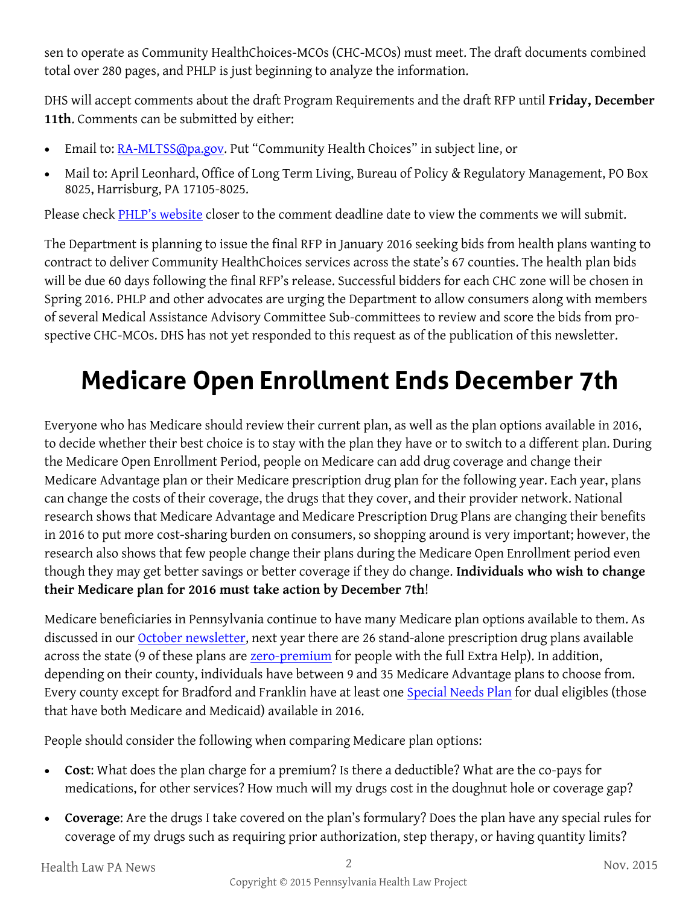sen to operate as Community HealthChoices-MCOs (CHC-MCOs) must meet. The draft documents combined total over 280 pages, and PHLP is just beginning to analyze the information.

DHS will accept comments about the draft Program Requirements and the draft RFP until **Friday, December 11th**. Comments can be submitted by either:

- Email to: [RA-MLTSS@pa.gov](mailto:RA-MLTSS@pa.gov). Put "Community Health Choices" in subject line, or
- Mail to: April Leonhard, Office of Long Term Living, Bureau of Policy & Regulatory Management, PO Box 8025, Harrisburg, PA 17105-8025.

Please check PHLP's website closer to the comment deadline date to view the comments we will submit.

The Department is planning to issue the final RFP in January 2016 seeking bids from health plans wanting to contract to deliver Community HealthChoices services across the state's 67 counties. The health plan bids will be due 60 days following the final RFP's release. Successful bidders for each CHC zone will be chosen in Spring 2016. PHLP and other advocates are urging the Department to allow consumers along with members of several Medical Assistance Advisory Committee Sub-committees to review and score the bids from prospective CHC-MCOs. DHS has not yet responded to this request as of the publication of this newsletter.

# Medicare Open Enrollment Ends December 7th

Everyone who has Medicare should review their current plan, as well as the plan options available in 2016, to decide whether their best choice is to stay with the plan they have or to switch to a different plan. During the Medicare Open Enrollment Period, people on Medicare can add drug coverage and change their Medicare Advantage plan or their Medicare prescription drug plan for the following year. Each year, plans can change the costs of their coverage, the drugs that they cover, and their provider network. National research shows that Medicare Advantage and Medicare Prescription Drug Plans are changing their benefits in 2016 to put more cost-sharing burden on consumers, so shopping around is very important; however, the research also shows that few people change their plans during the Medicare Open Enrollment period even though they may get better savings or better coverage if they do change. **Individuals who wish to change their Medicare plan for 2016 must take action by December 7th**!

Medicare beneficiaries in Pennsylvania continue to have many Medicare plan options available to them. As discussed in our October newsletter, next year there are 26 stand-alone prescription drug plans available across the state (9 of these plans are zero-premium for people with the full Extra Help). In addition, depending on their county, individuals have between 9 and 35 Medicare Advantage plans to choose from. Every county except for Bradford and Franklin have at least one Special Needs Plan for dual eligibles (those that have both Medicare and Medicaid) available in 2016.

People should consider the following when comparing Medicare plan options:

- **Cost**: What does the plan charge for a premium? Is there a deductible? What are the co-pays for medications, for other services? How much will my drugs cost in the doughnut hole or coverage gap?
- **Coverage**: Are the drugs I take covered on the plan's formulary? Does the plan have any special rules for coverage of my drugs such as requiring prior authorization, step therapy, or having quantity limits?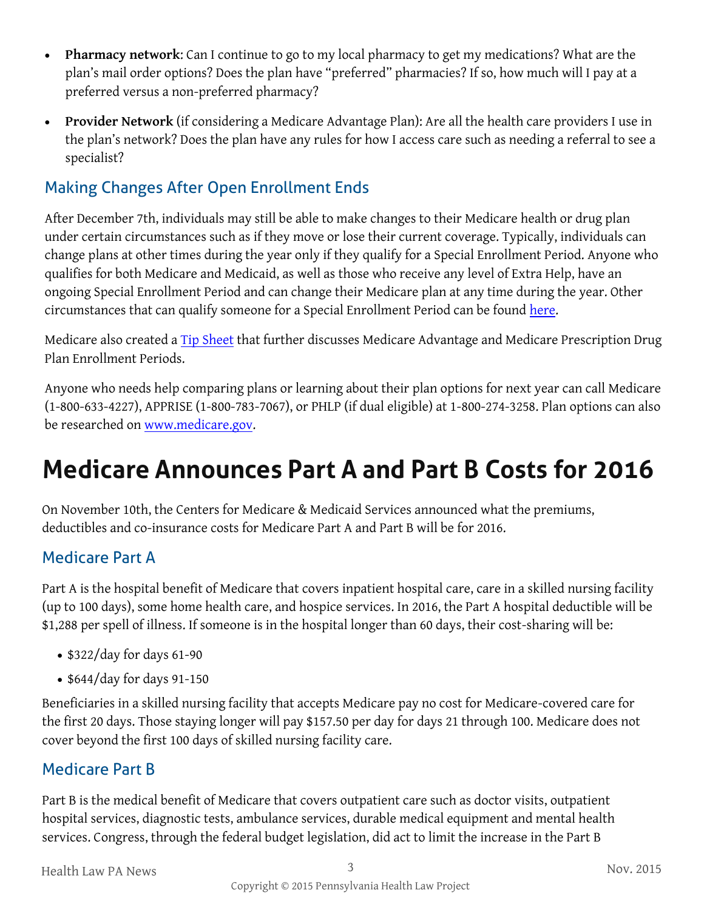- **Pharmacy network**: Can I continue to go to my local pharmacy to get my medications? What are the plan's mail order options? Does the plan have "preferred" pharmacies? If so, how much will I pay at a preferred versus a non-preferred pharmacy?
- **Provider Network** (if considering a Medicare Advantage Plan): Are all the health care providers I use in the plan's network? Does the plan have any rules for how I access care such as needing a referral to see a specialist?

## Making Changes After Open Enrollment Ends

After December 7th, individuals may still be able to make changes to their Medicare health or drug plan under certain circumstances such as if they move or lose their current coverage. Typically, individuals can change plans at other times during the year only if they qualify for a Special Enrollment Period. Anyone who qualifies for both Medicare and Medicaid, as well as those who receive any level of Extra Help, have an ongoing Special Enrollment Period and can change their Medicare plan at any time during the year. Other circumstances that can qualify someone for a Special Enrollment Period can be found here.

Medicare also created a Tip Sheet that further discusses Medicare Advantage and Medicare Prescription Drug Plan Enrollment Periods.

Anyone who needs help comparing plans or learning about their plan options for next year can call Medicare (1-800-633-4227), APPRISE (1-800-783-7067), or PHLP (if dual eligible) at 1-800-274-3258. Plan options can also be researched on www.medicare.gov.

# Medicare Announces Part A and Part B Costs for 2016

On November 10th, the Centers for Medicare & Medicaid Services announced what the premiums, deductibles and co-insurance costs for Medicare Part A and Part B will be for 2016.

## Medicare Part A

Part A is the hospital benefit of Medicare that covers inpatient hospital care, care in a skilled nursing facility (up to 100 days), some home health care, and hospice services. In 2016, the Part A hospital deductible will be $1,288 per spell of illness. If someone is in the hospital longer than 60 days, their cost-sharing will be:

- $322/day for days 61-90
- $644/day for days 91-150

Beneficiaries in a skilled nursing facility that accepts Medicare pay no cost for Medicare-covered care for the first 20 days. Those staying longer will pay $157.50 per day for days 21 through 100. Medicare does not cover beyond the first 100 days of skilled nursing facility care.

## Medicare Part B

Part B is the medical benefit of Medicare that covers outpatient care such as doctor visits, outpatient hospital services, diagnostic tests, ambulance services, durable medical equipment and mental health services. Congress, through the federal budget legislation, did act to limit the increase in the Part B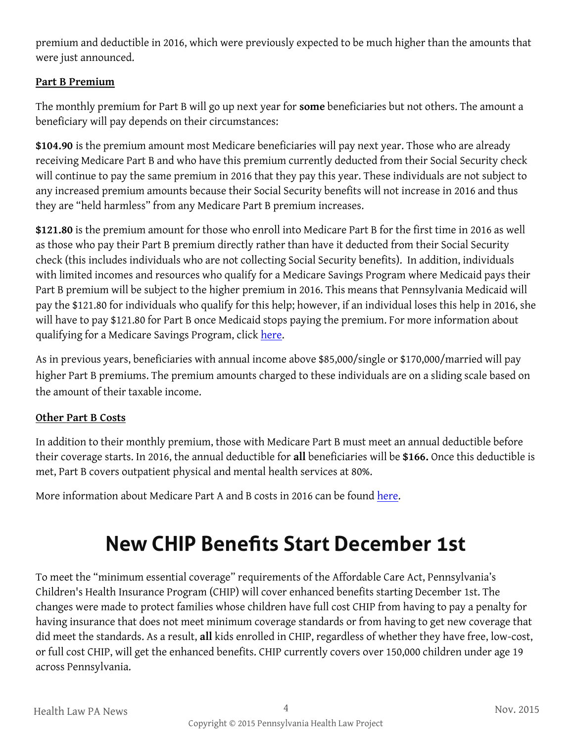premium and deductible in 2016, which were previously expected to be much higher than the amounts that were just announced.

**Part B Premium**

The monthly premium for Part B will go up next year for **some** beneficiaries but not others. The amount a beneficiary will pay depends on their circumstances:

**$104.90** is the premium amount most Medicare beneficiaries will pay next year. Those who are already receiving Medicare Part B and who have this premium currently deducted from their Social Security check will continue to pay the same premium in 2016 that they pay this year. These individuals are not subject to any increased premium amounts because their Social Security benefits will not increase in 2016 and thus they are "held harmless" from any Medicare Part B premium increases.

**$121.80** is the premium amount for those who enroll into Medicare Part B for the first time in 2016 as well as those who pay their Part B premium directly rather than have it deducted from their Social Security check (this includes individuals who are not collecting Social Security benefits). In addition, individuals with limited incomes and resources who qualify for a Medicare Savings Program where Medicaid pays their Part B premium will be subject to the higher premium in 2016. This means that Pennsylvania Medicaid will pay the $121.80 for individuals who qualify for this help; however, if an individual loses this help in 2016, she will have to pay $121.80 for Part B once Medicaid stops paying the premium. For more information about qualifying for a Medicare Savings Program, click here.

As in previous years, beneficiaries with annual income above $85,000/single or $170,000/married will pay higher Part B premiums. The premium amounts charged to these individuals are on a sliding scale based on the amount of their taxable income.

**Other Part B Costs**

In addition to their monthly premium, those with Medicare Part B must meet an annual deductible before their coverage starts. In 2016, the annual deductible for **all** beneficiaries will be **$166.** Once this deductible is met, Part B covers outpatient physical and mental health services at 80%.

More information about Medicare Part A and B costs in 2016 can be found here.

# New CHIP Benefits Start December 1st

To meet the "minimum essential coverage" requirements of the Affordable Care Act, Pennsylvania's Children's Health Insurance Program (CHIP) will cover enhanced benefits starting December 1st. The changes were made to protect families whose children have full cost CHIP from having to pay a penalty for having insurance that does not meet minimum coverage standards or from having to get new coverage that did meet the standards. As a result, **all** kids enrolled in CHIP, regardless of whether they have free, low-cost, or full cost CHIP, will get the enhanced benefits. CHIP currently covers over 150,000 children under age 19 across Pennsylvania.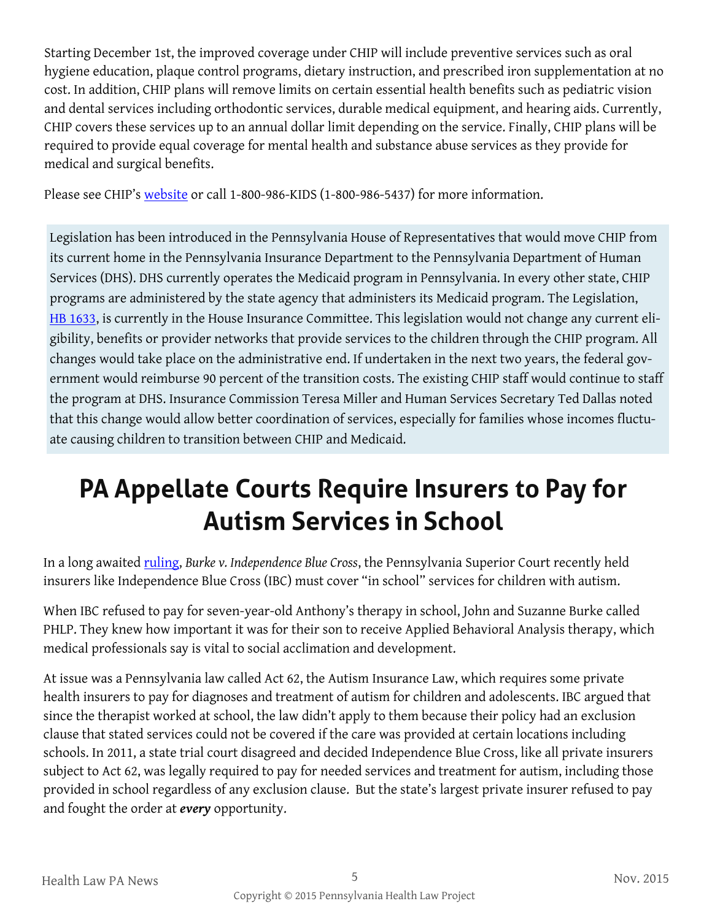Starting December 1st, the improved coverage under CHIP will include preventive services such as oral hygiene education, plaque control programs, dietary instruction, and prescribed iron supplementation at no cost. In addition, CHIP plans will remove limits on certain essential health benefits such as pediatric vision and dental services including orthodontic services, durable medical equipment, and hearing aids. Currently, CHIP covers these services up to an annual dollar limit depending on the service. Finally, CHIP plans will be required to provide equal coverage for mental health and substance abuse services as they provide for medical and surgical benefits.

Please see CHIP's website or call 1-800-986-KIDS (1-800-986-5437) for more information.

> Legislation has been introduced in the Pennsylvania House of Representatives that would move CHIP from its current home in the Pennsylvania Insurance Department to the Pennsylvania Department of Human Services (DHS). DHS currently operates the Medicaid program in Pennsylvania. In every other state, CHIP programs are administered by the state agency that administers its Medicaid program. The Legislation, HB 1633, is currently in the House Insurance Committee. This legislation would not change any current eligibility, benefits or provider networks that provide services to the children through the CHIP program. All changes would take place on the administrative end. If undertaken in the next two years, the federal government would reimburse 90 percent of the transition costs. The existing CHIP staff would continue to staff the program at DHS. Insurance Commission Teresa Miller and Human Services Secretary Ted Dallas noted that this change would allow better coordination of services, especially for families whose incomes fluctuate causing children to transition between CHIP and Medicaid.

# PA Appellate Courts Require Insurers to Pay for Autism Services in School

In a long awaited ruling, *Burke v. Independence Blue Cross*, the Pennsylvania Superior Court recently held insurers like Independence Blue Cross (IBC) must cover "in school" services for children with autism.

When IBC refused to pay for seven-year-old Anthony's therapy in school, John and Suzanne Burke called PHLP. They knew how important it was for their son to receive Applied Behavioral Analysis therapy, which medical professionals say is vital to social acclimation and development.

At issue was a Pennsylvania law called Act 62, the Autism Insurance Law, which requires some private health insurers to pay for diagnoses and treatment of autism for children and adolescents. IBC argued that since the therapist worked at school, the law didn't apply to them because their policy had an exclusion clause that stated services could not be covered if the care was provided at certain locations including schools. In 2011, a state trial court disagreed and decided Independence Blue Cross, like all private insurers subject to Act 62, was legally required to pay for needed services and treatment for autism, including those provided in school regardless of any exclusion clause. But the state's largest private insurer refused to pay and fought the order at ***every*** opportunity.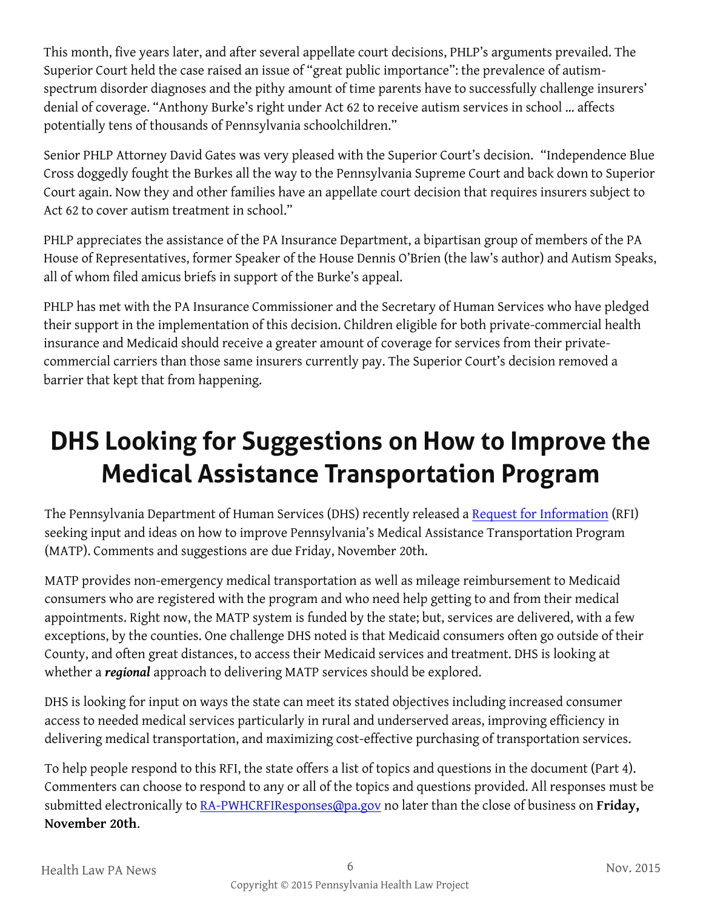This month, five years later, and after several appellate court decisions, PHLP's arguments prevailed. The Superior Court held the case raised an issue of "great public importance": the prevalence of autism-spectrum disorder diagnoses and the pithy amount of time parents have to successfully challenge insurers' denial of coverage. "Anthony Burke's right under Act 62 to receive autism services in school … affects potentially tens of thousands of Pennsylvania schoolchildren."

Senior PHLP Attorney David Gates was very pleased with the Superior Court's decision. "Independence Blue Cross doggedly fought the Burkes all the way to the Pennsylvania Supreme Court and back down to Superior Court again. Now they and other families have an appellate court decision that requires insurers subject to Act 62 to cover autism treatment in school."

PHLP appreciates the assistance of the PA Insurance Department, a bipartisan group of members of the PA House of Representatives, former Speaker of the House Dennis O'Brien (the law's author) and Autism Speaks, all of whom filed amicus briefs in support of the Burke's appeal.

PHLP has met with the PA Insurance Commissioner and the Secretary of Human Services who have pledged their support in the implementation of this decision. Children eligible for both private-commercial health insurance and Medicaid should receive a greater amount of coverage for services from their private-commercial carriers than those same insurers currently pay. The Superior Court's decision removed a barrier that kept that from happening.

# DHS Looking for Suggestions on How to Improve the Medical Assistance Transportation Program

The Pennsylvania Department of Human Services (DHS) recently released a Request for Information (RFI) seeking input and ideas on how to improve Pennsylvania's Medical Assistance Transportation Program (MATP). Comments and suggestions are due Friday, November 20th.

MATP provides non-emergency medical transportation as well as mileage reimbursement to Medicaid consumers who are registered with the program and who need help getting to and from their medical appointments. Right now, the MATP system is funded by the state; but, services are delivered, with a few exceptions, by the counties. One challenge DHS noted is that Medicaid consumers often go outside of their County, and often great distances, to access their Medicaid services and treatment. DHS is looking at whether a ***regional*** approach to delivering MATP services should be explored.

DHS is looking for input on ways the state can meet its stated objectives including increased consumer access to needed medical services particularly in rural and underserved areas, improving efficiency in delivering medical transportation, and maximizing cost-effective purchasing of transportation services.

To help people respond to this RFI, the state offers a list of topics and questions in the document (Part 4). Commenters can choose to respond to any or all of the topics and questions provided. All responses must be submitted electronically to RA-PWHCRFIResponses@pa.gov no later than the close of business on **Friday, November 20th**.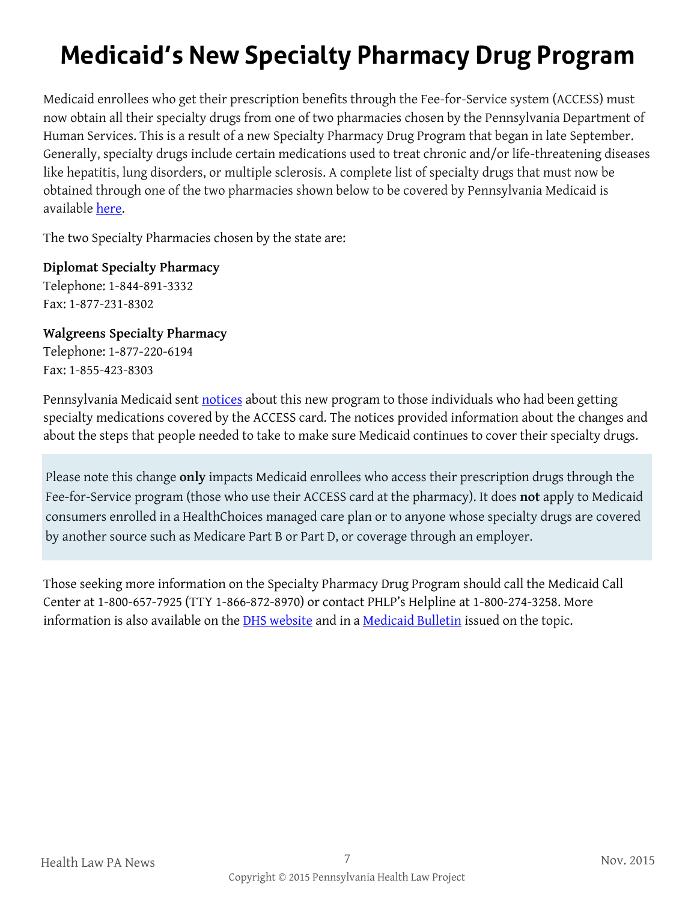# Medicaid's New Specialty Pharmacy Drug Program

Medicaid enrollees who get their prescription benefits through the Fee-for-Service system (ACCESS) must now obtain all their specialty drugs from one of two pharmacies chosen by the Pennsylvania Department of Human Services. This is a result of a new Specialty Pharmacy Drug Program that began in late September. Generally, specialty drugs include certain medications used to treat chronic and/or life-threatening diseases like hepatitis, lung disorders, or multiple sclerosis. A complete list of specialty drugs that must now be obtained through one of the two pharmacies shown below to be covered by Pennsylvania Medicaid is available here.

The two Specialty Pharmacies chosen by the state are:

**Diplomat Specialty Pharmacy**
Telephone: 1-844-891-3332
Fax: 1-877-231-8302

**Walgreens Specialty Pharmacy**
Telephone: 1-877-220-6194
Fax: 1-855-423-8303

Pennsylvania Medicaid sent notices about this new program to those individuals who had been getting specialty medications covered by the ACCESS card. The notices provided information about the changes and about the steps that people needed to take to make sure Medicaid continues to cover their specialty drugs.

Please note this change **only** impacts Medicaid enrollees who access their prescription drugs through the Fee-for-Service program (those who use their ACCESS card at the pharmacy). It does **not** apply to Medicaid consumers enrolled in a HealthChoices managed care plan or to anyone whose specialty drugs are covered by another source such as Medicare Part B or Part D, or coverage through an employer.

Those seeking more information on the Specialty Pharmacy Drug Program should call the Medicaid Call Center at 1-800-657-7925 (TTY 1-866-872-8970) or contact PHLP's Helpline at 1-800-274-3258. More information is also available on the DHS website and in a Medicaid Bulletin issued on the topic.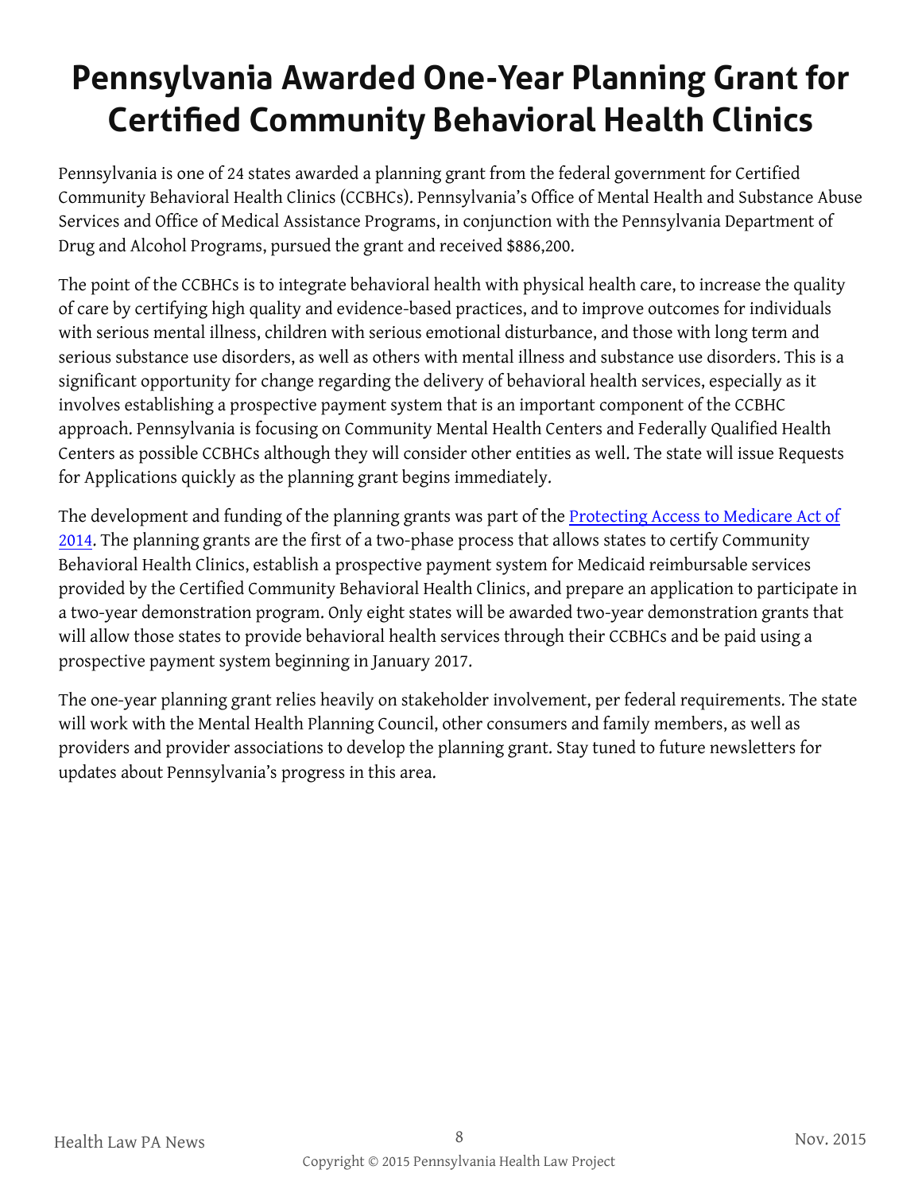# Pennsylvania Awarded One-Year Planning Grant for Certified Community Behavioral Health Clinics

Pennsylvania is one of 24 states awarded a planning grant from the federal government for Certified Community Behavioral Health Clinics (CCBHCs). Pennsylvania's Office of Mental Health and Substance Abuse Services and Office of Medical Assistance Programs, in conjunction with the Pennsylvania Department of Drug and Alcohol Programs, pursued the grant and received $886,200.

The point of the CCBHCs is to integrate behavioral health with physical health care, to increase the quality of care by certifying high quality and evidence-based practices, and to improve outcomes for individuals with serious mental illness, children with serious emotional disturbance, and those with long term and serious substance use disorders, as well as others with mental illness and substance use disorders. This is a significant opportunity for change regarding the delivery of behavioral health services, especially as it involves establishing a prospective payment system that is an important component of the CCBHC approach. Pennsylvania is focusing on Community Mental Health Centers and Federally Qualified Health Centers as possible CCBHCs although they will consider other entities as well. The state will issue Requests for Applications quickly as the planning grant begins immediately.

The development and funding of the planning grants was part of the Protecting Access to Medicare Act of 2014. The planning grants are the first of a two-phase process that allows states to certify Community Behavioral Health Clinics, establish a prospective payment system for Medicaid reimbursable services provided by the Certified Community Behavioral Health Clinics, and prepare an application to participate in a two-year demonstration program. Only eight states will be awarded two-year demonstration grants that will allow those states to provide behavioral health services through their CCBHCs and be paid using a prospective payment system beginning in January 2017.

The one-year planning grant relies heavily on stakeholder involvement, per federal requirements. The state will work with the Mental Health Planning Council, other consumers and family members, as well as providers and provider associations to develop the planning grant. Stay tuned to future newsletters for updates about Pennsylvania's progress in this area.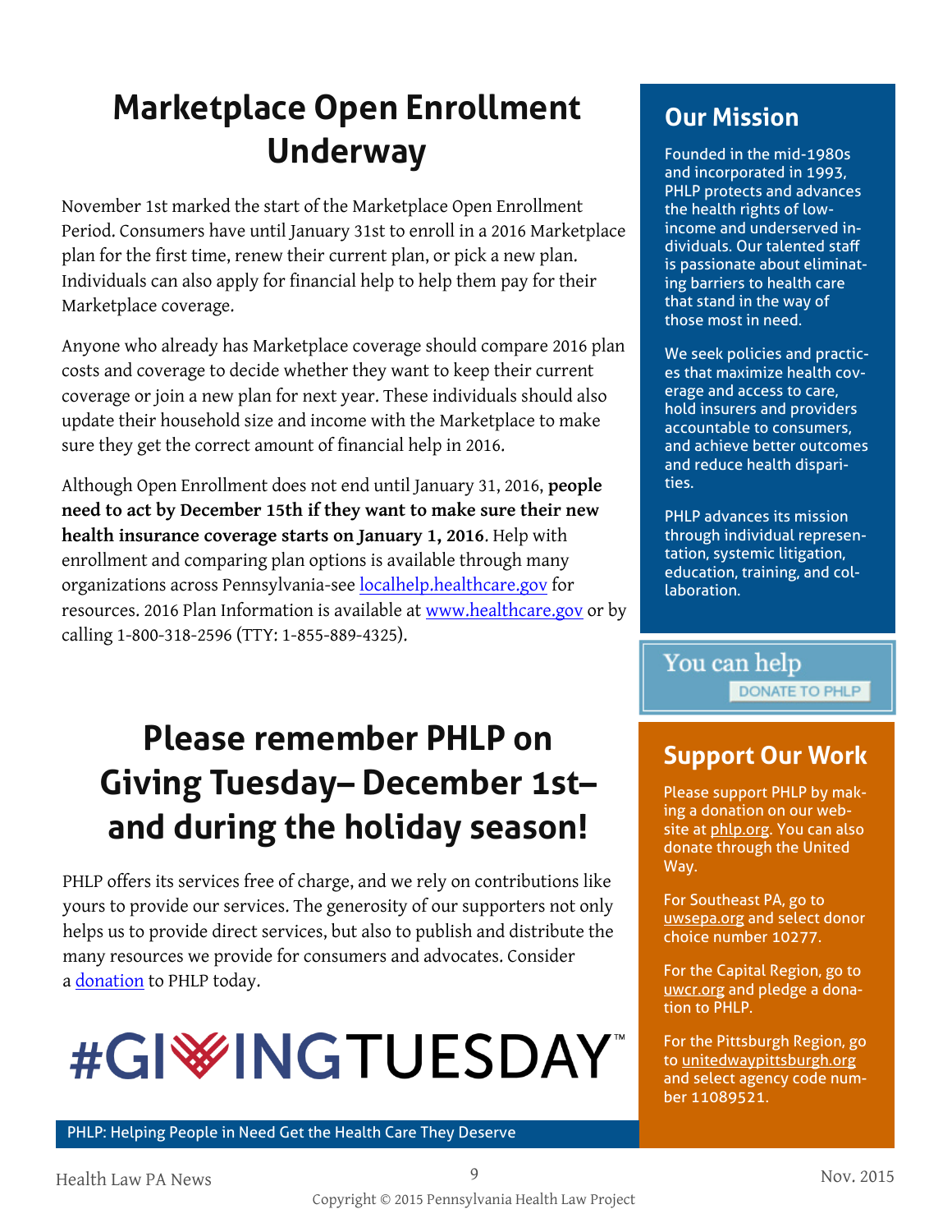# Marketplace Open Enrollment Underway

November 1st marked the start of the Marketplace Open Enrollment Period. Consumers have until January 31st to enroll in a 2016 Marketplace plan for the first time, renew their current plan, or pick a new plan. Individuals can also apply for financial help to help them pay for their Marketplace coverage.

Anyone who already has Marketplace coverage should compare 2016 plan costs and coverage to decide whether they want to keep their current coverage or join a new plan for next year. These individuals should also update their household size and income with the Marketplace to make sure they get the correct amount of financial help in 2016.

Although Open Enrollment does not end until January 31, 2016, **people need to act by December 15th if they want to make sure their new health insurance coverage starts on January 1, 2016**. Help with enrollment and comparing plan options is available through many organizations across Pennsylvania-see localhelp.healthcare.gov for resources. 2016 Plan Information is available at www.healthcare.gov or by calling 1-800-318-2596 (TTY: 1-855-889-4325).

# Please remember PHLP on Giving Tuesday– December 1st– and during the holiday season!

PHLP offers its services free of charge, and we rely on contributions like yours to provide our services. The generosity of our supporters not only helps us to provide direct services, but also to publish and distribute the many resources we provide for consumers and advocates. Consider a donation to PHLP today.

#GIVINGTUESDAY™

PHLP: Helping People in Need Get the Health Care They Deserve

## Our Mission

Founded in the mid-1980s and incorporated in 1993, PHLP protects and advances the health rights of low-income and underserved individuals. Our talented staff is passionate about eliminating barriers to health care that stand in the way of those most in need.

We seek policies and practices that maximize health coverage and access to care, hold insurers and providers accountable to consumers, and achieve better outcomes and reduce health disparities.

PHLP advances its mission through individual representation, systemic litigation, education, training, and collaboration.

You can help

DONATE TO PHLP

## Support Our Work

Please support PHLP by making a donation on our website at phlp.org. You can also donate through the United Way.

For Southeast PA, go to uwsepa.org and select donor choice number 10277.

For the Capital Region, go to uwcr.org and pledge a donation to PHLP.

For the Pittsburgh Region, go to unitedwaypittsburgh.org and select agency code number 11089521.

Copyright © 2015 Pennsylvania Health Law Project